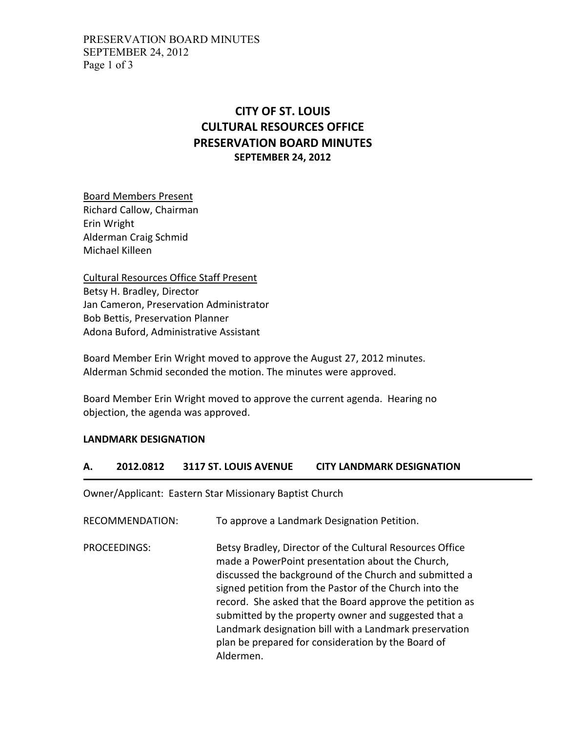# CITY OF ST. LOUIS
# CULTURAL RESOURCES OFFICE
# PRESERVATION BOARD MINUTES
### SEPTEMBER 24, 2012

Board Members Present
Richard Callow, Chairman
Erin Wright
Alderman Craig Schmid
Michael Killeen

Cultural Resources Office Staff Present
Betsy H. Bradley, Director
Jan Cameron, Preservation Administrator
Bob Bettis, Preservation Planner
Adona Buford, Administrative Assistant

Board Member Erin Wright moved to approve the August 27, 2012 minutes. Alderman Schmid seconded the motion. The minutes were approved.

Board Member Erin Wright moved to approve the current agenda. Hearing no objection, the agenda was approved.

**LANDMARK DESIGNATION**

**A. 2012.0812 3117 ST. LOUIS AVENUE CITY LANDMARK DESIGNATION**

Owner/Applicant: Eastern Star Missionary Baptist Church

RECOMMENDATION: To approve a Landmark Designation Petition.

PROCEEDINGS: Betsy Bradley, Director of the Cultural Resources Office made a PowerPoint presentation about the Church, discussed the background of the Church and submitted a signed petition from the Pastor of the Church into the record. She asked that the Board approve the petition as submitted by the property owner and suggested that a Landmark designation bill with a Landmark preservation plan be prepared for consideration by the Board of Aldermen.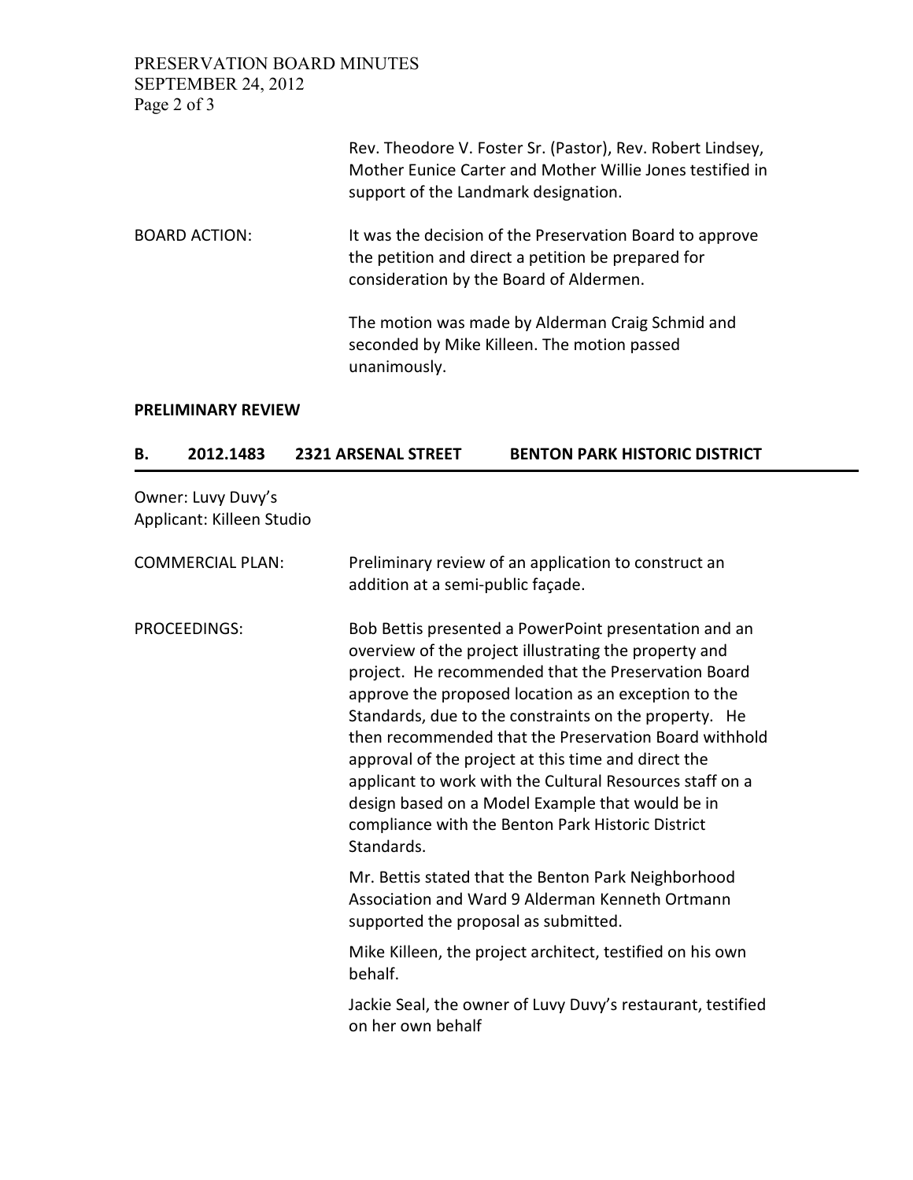Rev. Theodore V. Foster Sr. (Pastor), Rev. Robert Lindsey, Mother Eunice Carter and Mother Willie Jones testified in support of the Landmark designation.

BOARD ACTION: It was the decision of the Preservation Board to approve the petition and direct a petition be prepared for consideration by the Board of Aldermen.

The motion was made by Alderman Craig Schmid and seconded by Mike Killeen. The motion passed unanimously.

**PRELIMINARY REVIEW**

**B. 2012.1483 2321 ARSENAL STREET BENTON PARK HISTORIC DISTRICT**

Owner: Luvy Duvy's
Applicant: Killeen Studio

COMMERCIAL PLAN: Preliminary review of an application to construct an addition at a semi-public façade.

PROCEEDINGS: Bob Bettis presented a PowerPoint presentation and an overview of the project illustrating the property and project. He recommended that the Preservation Board approve the proposed location as an exception to the Standards, due to the constraints on the property. He then recommended that the Preservation Board withhold approval of the project at this time and direct the applicant to work with the Cultural Resources staff on a design based on a Model Example that would be in compliance with the Benton Park Historic District Standards.

Mr. Bettis stated that the Benton Park Neighborhood Association and Ward 9 Alderman Kenneth Ortmann supported the proposal as submitted.

Mike Killeen, the project architect, testified on his own behalf.

Jackie Seal, the owner of Luvy Duvy's restaurant, testified on her own behalf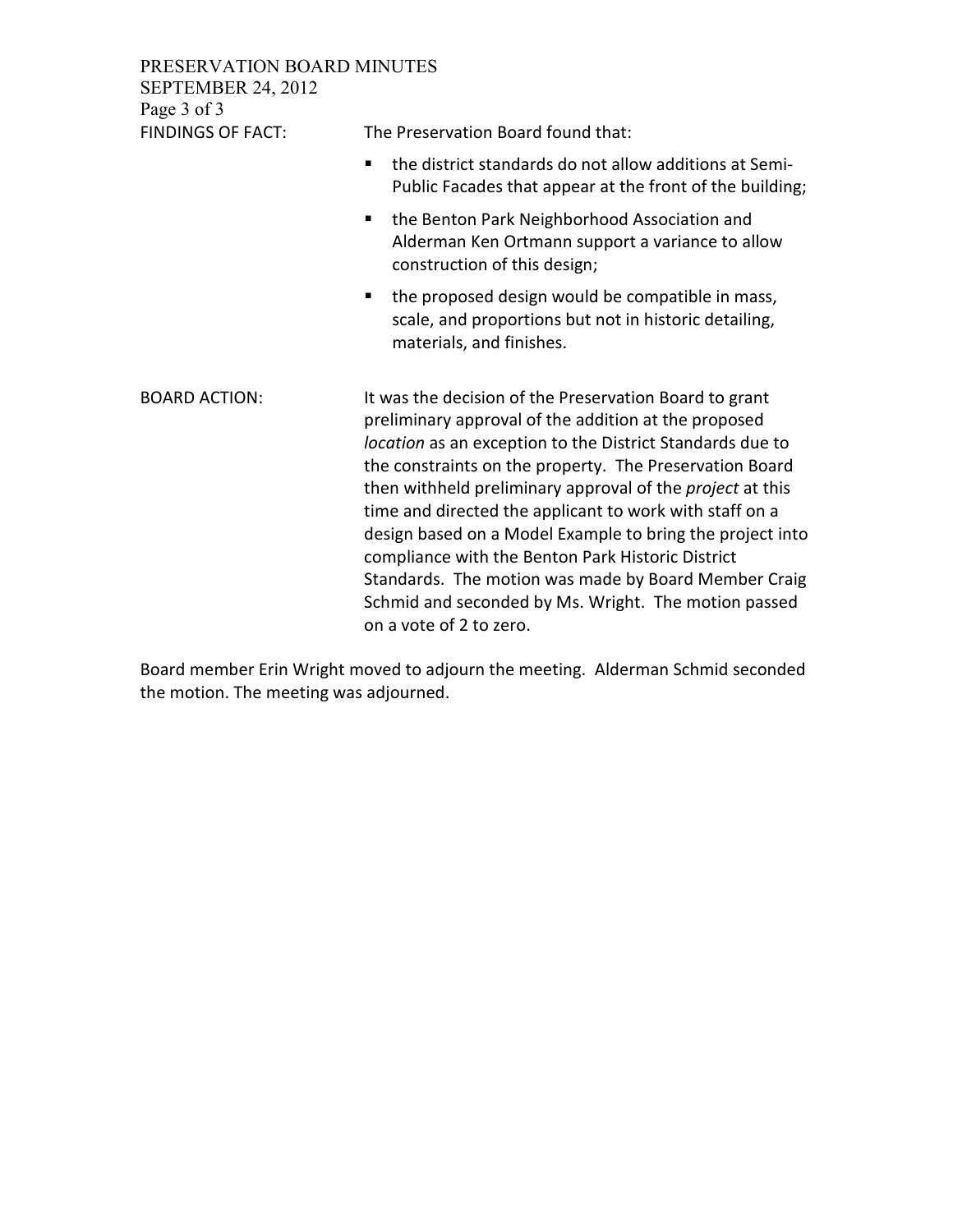FINDINGS OF FACT: The Preservation Board found that:

- the district standards do not allow additions at Semi-Public Facades that appear at the front of the building;
- the Benton Park Neighborhood Association and Alderman Ken Ortmann support a variance to allow construction of this design;
- the proposed design would be compatible in mass, scale, and proportions but not in historic detailing, materials, and finishes.

BOARD ACTION: It was the decision of the Preservation Board to grant preliminary approval of the addition at the proposed *location* as an exception to the District Standards due to the constraints on the property. The Preservation Board then withheld preliminary approval of the *project* at this time and directed the applicant to work with staff on a design based on a Model Example to bring the project into compliance with the Benton Park Historic District Standards. The motion was made by Board Member Craig Schmid and seconded by Ms. Wright. The motion passed on a vote of 2 to zero.

Board member Erin Wright moved to adjourn the meeting. Alderman Schmid seconded the motion. The meeting was adjourned.